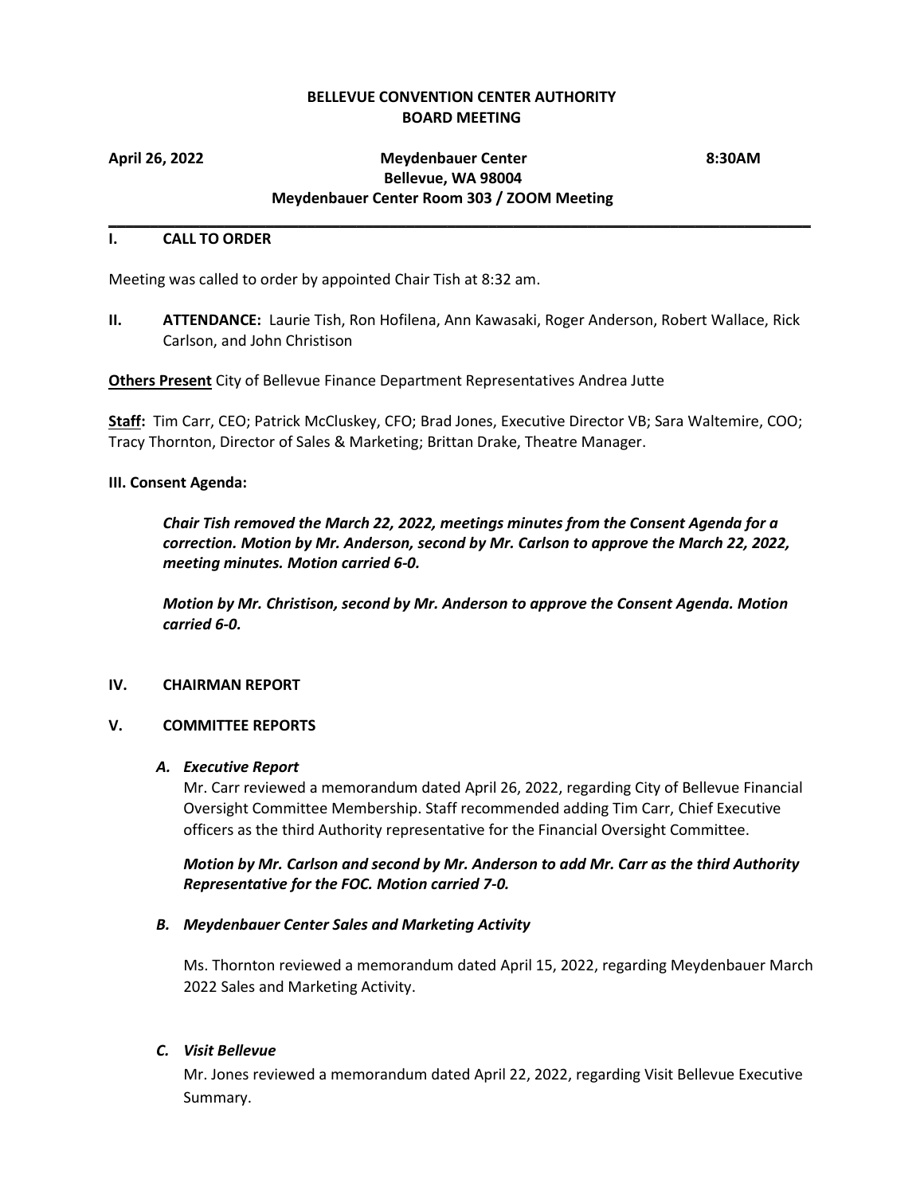**BELLEVUE CONVENTION CENTER AUTHORITY**
**BOARD MEETING**

**April 26, 2022** **Meydenbauer Center** **8:30AM**
**Bellevue, WA 98004**
**Meydenbauer Center Room 303 / ZOOM Meeting**

---

## I. CALL TO ORDER

Meeting was called to order by appointed Chair Tish at 8:32 am.

**II. ATTENDANCE:** Laurie Tish, Ron Hofilena, Ann Kawasaki, Roger Anderson, Robert Wallace, Rick Carlson, and John Christison

**Others Present** City of Bellevue Finance Department Representatives Andrea Jutte

**Staff:** Tim Carr, CEO; Patrick McCluskey, CFO; Brad Jones, Executive Director VB; Sara Waltemire, COO; Tracy Thornton, Director of Sales & Marketing; Brittan Drake, Theatre Manager.

**III. Consent Agenda:**

***Chair Tish removed the March 22, 2022, meetings minutes from the Consent Agenda for a correction. Motion by Mr. Anderson, second by Mr. Carlson to approve the March 22, 2022, meeting minutes. Motion carried 6-0.***

***Motion by Mr. Christison, second by Mr. Anderson to approve the Consent Agenda. Motion carried 6-0.***

## IV. CHAIRMAN REPORT

## V. COMMITTEE REPORTS

### *A. Executive Report*

Mr. Carr reviewed a memorandum dated April 26, 2022, regarding City of Bellevue Financial Oversight Committee Membership. Staff recommended adding Tim Carr, Chief Executive officers as the third Authority representative for the Financial Oversight Committee.

***Motion by Mr. Carlson and second by Mr. Anderson to add Mr. Carr as the third Authority Representative for the FOC. Motion carried 7-0.***

### *B. Meydenbauer Center Sales and Marketing Activity*

Ms. Thornton reviewed a memorandum dated April 15, 2022, regarding Meydenbauer March 2022 Sales and Marketing Activity.

### *C. Visit Bellevue*

Mr. Jones reviewed a memorandum dated April 22, 2022, regarding Visit Bellevue Executive Summary.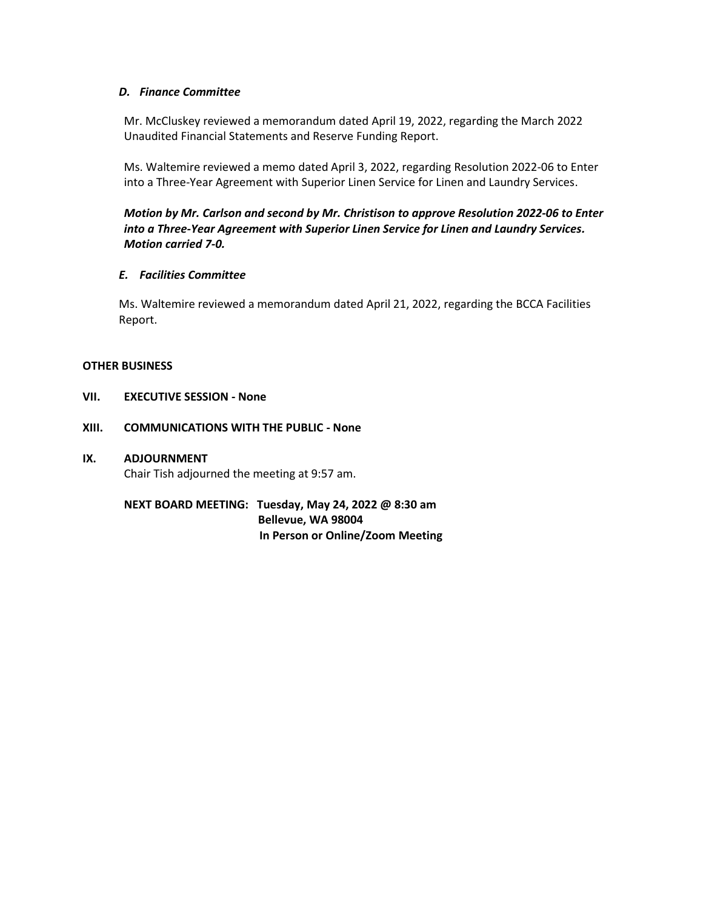### *D. Finance Committee*

Mr. McCluskey reviewed a memorandum dated April 19, 2022, regarding the March 2022 Unaudited Financial Statements and Reserve Funding Report.

Ms. Waltemire reviewed a memo dated April 3, 2022, regarding Resolution 2022-06 to Enter into a Three-Year Agreement with Superior Linen Service for Linen and Laundry Services.

***Motion by Mr. Carlson and second by Mr. Christison to approve Resolution 2022-06 to Enter into a Three-Year Agreement with Superior Linen Service for Linen and Laundry Services. Motion carried 7-0.***

### *E. Facilities Committee*

Ms. Waltemire reviewed a memorandum dated April 21, 2022, regarding the BCCA Facilities Report.

**OTHER BUSINESS**

**VII. EXECUTIVE SESSION - None**

**XIII. COMMUNICATIONS WITH THE PUBLIC - None**

**IX. ADJOURNMENT**

Chair Tish adjourned the meeting at 9:57 am.

**NEXT BOARD MEETING: Tuesday, May 24, 2022 @ 8:30 am**
**Bellevue, WA 98004**
**In Person or Online/Zoom Meeting**